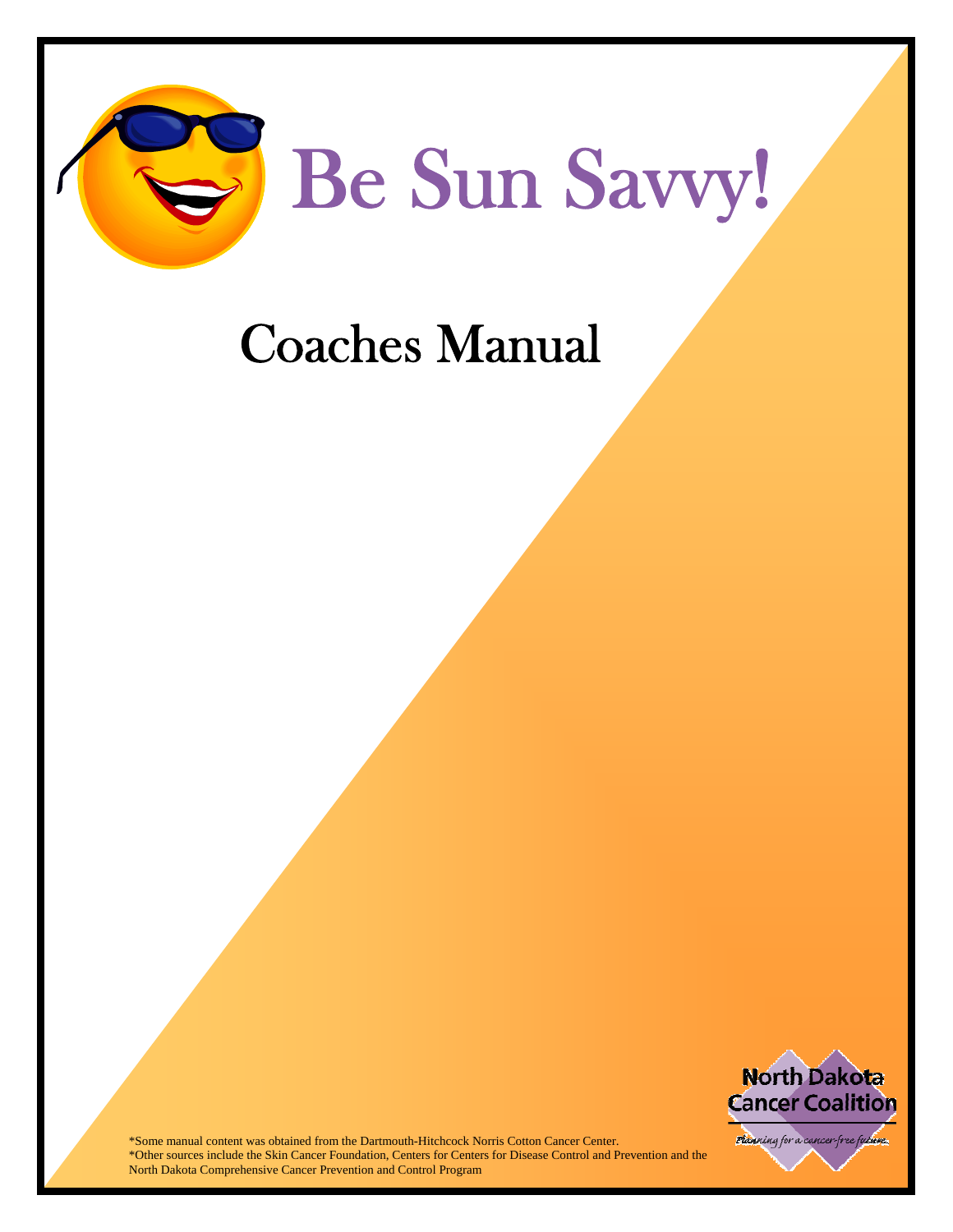# Be Sun Savvy!

## Coaches Manual

North Dakota Cancer Coalition

*Planning for a cancer-free future.*

*Some manual content was obtained from the Dartmouth-Hitchcock Norris Cotton Cancer Center.
*Other sources include the Skin Cancer Foundation, Centers for Centers for Disease Control and Prevention and the North Dakota Comprehensive Cancer Prevention and Control Program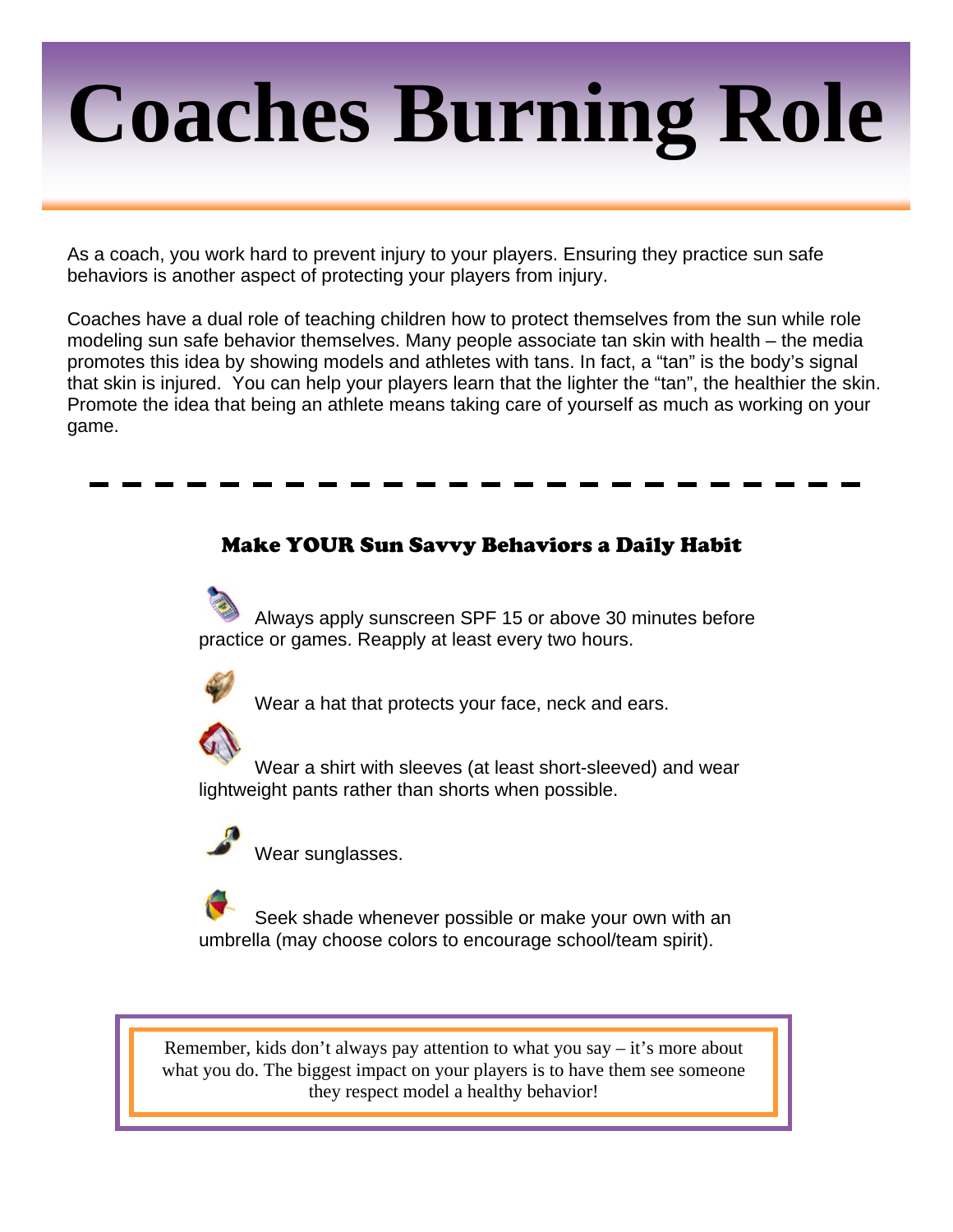# Coaches Burning Role

As a coach, you work hard to prevent injury to your players. Ensuring they practice sun safe behaviors is another aspect of protecting your players from injury.

Coaches have a dual role of teaching children how to protect themselves from the sun while role modeling sun safe behavior themselves. Many people associate tan skin with health – the media promotes this idea by showing models and athletes with tans. In fact, a "tan" is the body's signal that skin is injured. You can help your players learn that the lighter the "tan", the healthier the skin. Promote the idea that being an athlete means taking care of yourself as much as working on your game.

---

## Make YOUR Sun Savvy Behaviors a Daily Habit

- Always apply sunscreen SPF 15 or above 30 minutes before practice or games. Reapply at least every two hours.
- Wear a hat that protects your face, neck and ears.
- Wear a shirt with sleeves (at least short-sleeved) and wear lightweight pants rather than shorts when possible.
- Wear sunglasses.
- Seek shade whenever possible or make your own with an umbrella (may choose colors to encourage school/team spirit).

> Remember, kids don't always pay attention to what you say – it's more about what you do. The biggest impact on your players is to have them see someone they respect model a healthy behavior!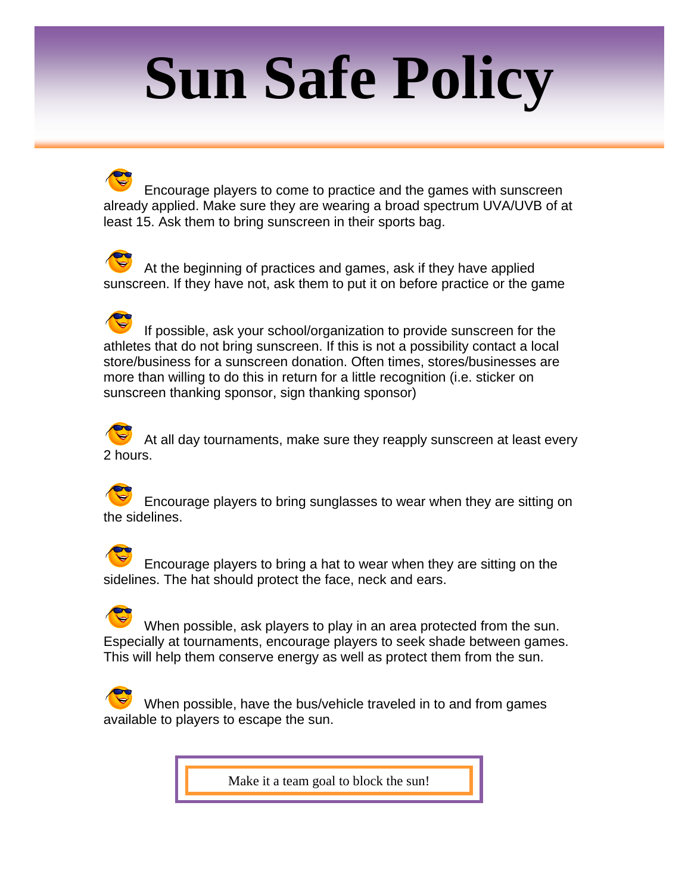# Sun Safe Policy

- Encourage players to come to practice and the games with sunscreen already applied. Make sure they are wearing a broad spectrum UVA/UVB of at least 15. Ask them to bring sunscreen in their sports bag.

- At the beginning of practices and games, ask if they have applied sunscreen. If they have not, ask them to put it on before practice or the game

- If possible, ask your school/organization to provide sunscreen for the athletes that do not bring sunscreen. If this is not a possibility contact a local store/business for a sunscreen donation. Often times, stores/businesses are more than willing to do this in return for a little recognition (i.e. sticker on sunscreen thanking sponsor, sign thanking sponsor)

- At all day tournaments, make sure they reapply sunscreen at least every 2 hours.

- Encourage players to bring sunglasses to wear when they are sitting on the sidelines.

- Encourage players to bring a hat to wear when they are sitting on the sidelines. The hat should protect the face, neck and ears.

- When possible, ask players to play in an area protected from the sun. Especially at tournaments, encourage players to seek shade between games. This will help them conserve energy as well as protect them from the sun.

- When possible, have the bus/vehicle traveled in to and from games available to players to escape the sun.

Make it a team goal to block the sun!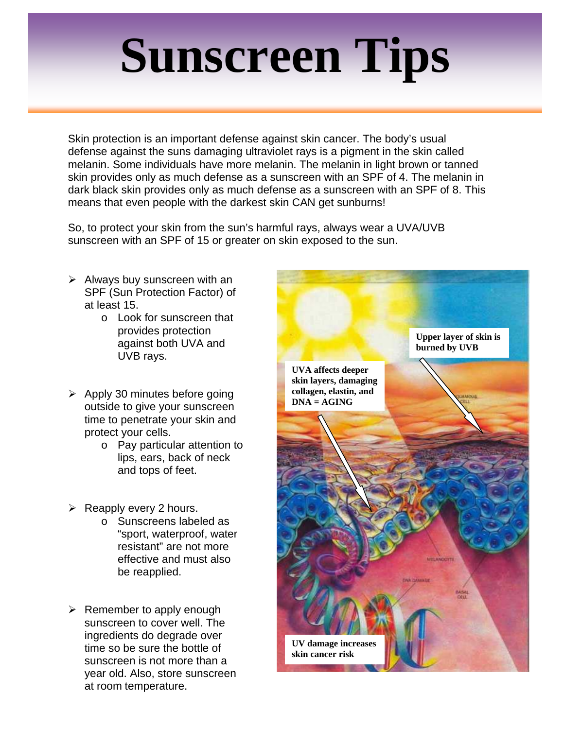# Sunscreen Tips

Skin protection is an important defense against skin cancer. The body's usual defense against the suns damaging ultraviolet rays is a pigment in the skin called melanin. Some individuals have more melanin. The melanin in light brown or tanned skin provides only as much defense as a sunscreen with an SPF of 4. The melanin in dark black skin provides only as much defense as a sunscreen with an SPF of 8. This means that even people with the darkest skin CAN get sunburns!

So, to protect your skin from the sun's harmful rays, always wear a UVA/UVB sunscreen with an SPF of 15 or greater on skin exposed to the sun.

- Always buy sunscreen with an SPF (Sun Protection Factor) of at least 15.
  - Look for sunscreen that provides protection against both UVA and UVB rays.
- Apply 30 minutes before going outside to give your sunscreen time to penetrate your skin and protect your cells.
  - Pay particular attention to lips, ears, back of neck and tops of feet.
- Reapply every 2 hours.
  - Sunscreens labeled as "sport, waterproof, water resistant" are not more effective and must also be reapplied.
- Remember to apply enough sunscreen to cover well. The ingredients do degrade over time so be sure the bottle of sunscreen is not more than a year old. Also, store sunscreen at room temperature.

**Upper layer of skin is burned by UVB**

**UVA affects deeper skin layers, damaging collagen, elastin, and DNA = AGING**

**UV damage increases skin cancer risk**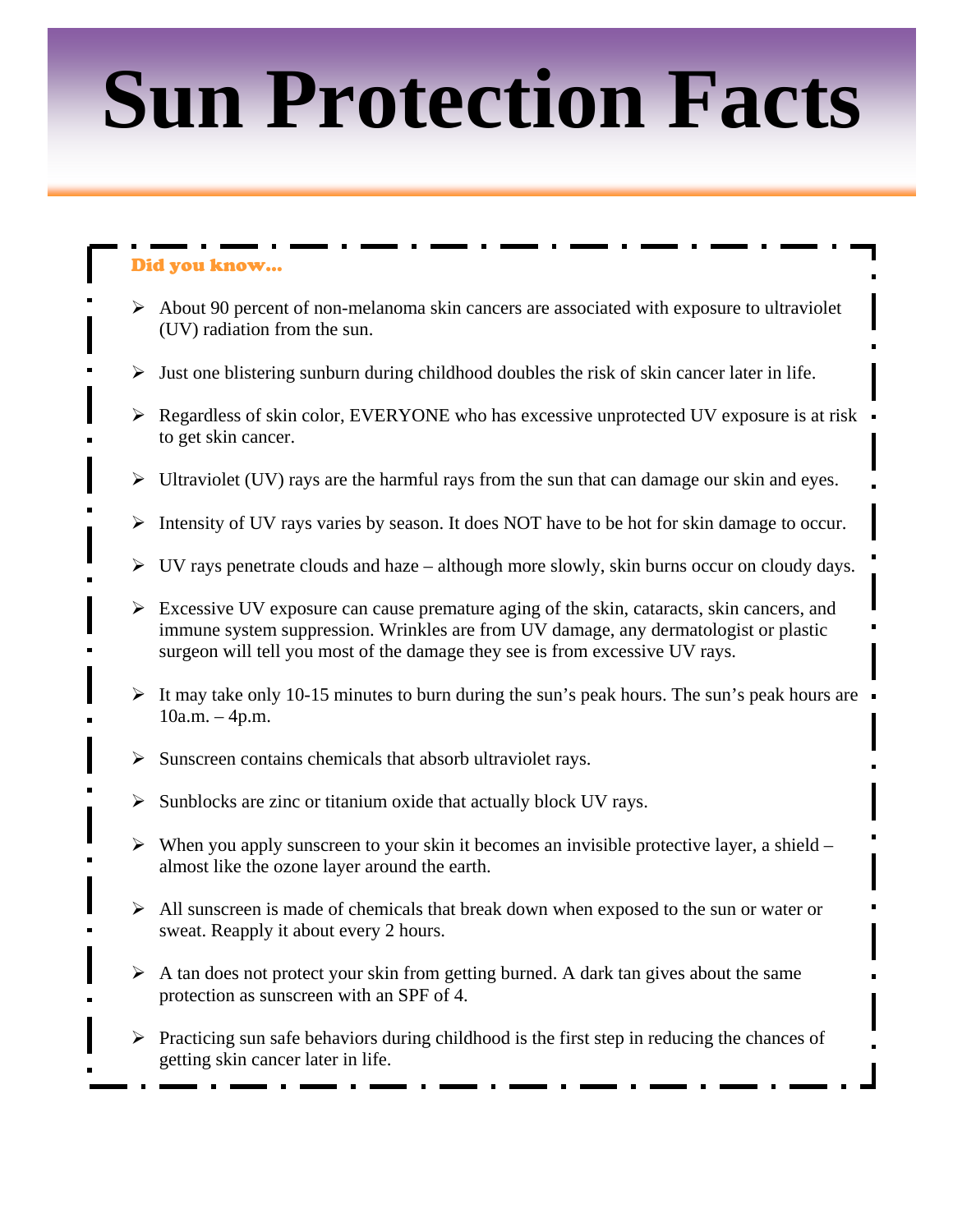# Sun Protection Facts

**Did you know…**

- About 90 percent of non-melanoma skin cancers are associated with exposure to ultraviolet (UV) radiation from the sun.
- Just one blistering sunburn during childhood doubles the risk of skin cancer later in life.
- Regardless of skin color, EVERYONE who has excessive unprotected UV exposure is at risk to get skin cancer.
- Ultraviolet (UV) rays are the harmful rays from the sun that can damage our skin and eyes.
- Intensity of UV rays varies by season. It does NOT have to be hot for skin damage to occur.
- UV rays penetrate clouds and haze – although more slowly, skin burns occur on cloudy days.
- Excessive UV exposure can cause premature aging of the skin, cataracts, skin cancers, and immune system suppression. Wrinkles are from UV damage, any dermatologist or plastic surgeon will tell you most of the damage they see is from excessive UV rays.
- It may take only 10-15 minutes to burn during the sun's peak hours. The sun's peak hours are 10a.m. – 4p.m.
- Sunscreen contains chemicals that absorb ultraviolet rays.
- Sunblocks are zinc or titanium oxide that actually block UV rays.
- When you apply sunscreen to your skin it becomes an invisible protective layer, a shield – almost like the ozone layer around the earth.
- All sunscreen is made of chemicals that break down when exposed to the sun or water or sweat. Reapply it about every 2 hours.
- A tan does not protect your skin from getting burned. A dark tan gives about the same protection as sunscreen with an SPF of 4.
- Practicing sun safe behaviors during childhood is the first step in reducing the chances of getting skin cancer later in life.